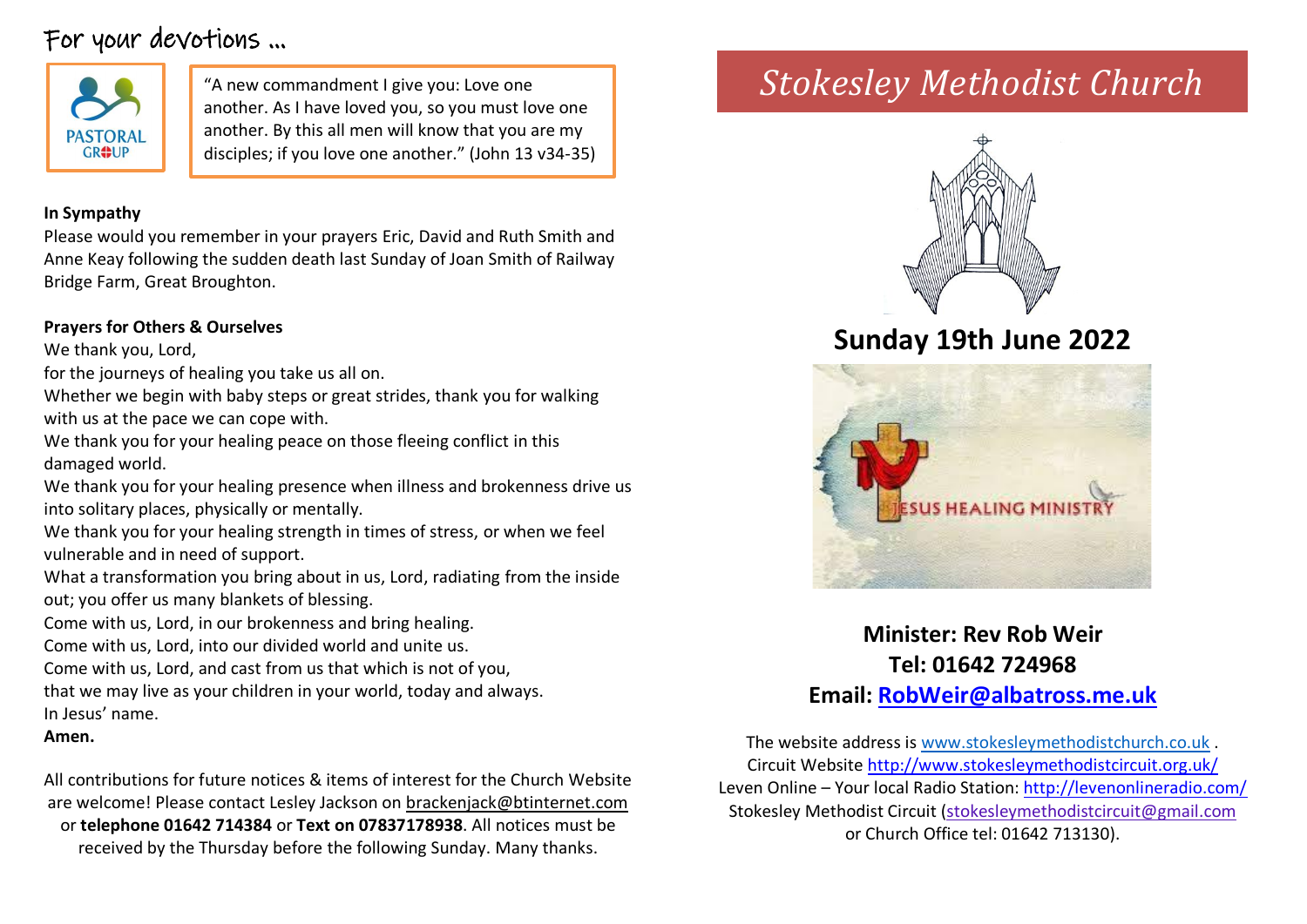# Stokesley Methodist Church

## Sunday 19th June 2022

JESUS HEALING MINISTRY

**Minister: Rev Rob Weir**
**Tel: 01642 724968**
**Email: RobWeir@albatross.me.uk**

The website address is www.stokesleymethodistchurch.co.uk .
Circuit Website http://www.stokesleymethodistcircuit.org.uk/
Leven Online – Your local Radio Station: http://levenonlineradio.com/
Stokesley Methodist Circuit (stokesleymethodistcircuit@gmail.com or Church Office tel: 01642 713130).

## For your devotions …

PASTORAL GROUP

"A new commandment I give you: Love one another. As I have loved you, so you must love one another. By this all men will know that you are my disciples; if you love one another." (John 13 v34-35)

**In Sympathy**

Please would you remember in your prayers Eric, David and Ruth Smith and Anne Keay following the sudden death last Sunday of Joan Smith of Railway Bridge Farm, Great Broughton.

**Prayers for Others & Ourselves**

We thank you, Lord,
for the journeys of healing you take us all on.
Whether we begin with baby steps or great strides, thank you for walking with us at the pace we can cope with.
We thank you for your healing peace on those fleeing conflict in this damaged world.
We thank you for your healing presence when illness and brokenness drive us into solitary places, physically or mentally.
We thank you for your healing strength in times of stress, or when we feel vulnerable and in need of support.
What a transformation you bring about in us, Lord, radiating from the inside out; you offer us many blankets of blessing.
Come with us, Lord, in our brokenness and bring healing.
Come with us, Lord, into our divided world and unite us.
Come with us, Lord, and cast from us that which is not of you,
that we may live as your children in your world, today and always.
In Jesus' name.
**Amen.**

All contributions for future notices & items of interest for the Church Website are welcome! Please contact Lesley Jackson on brackenjack@btinternet.com or **telephone 01642 714384** or **Text on 07837178938**. All notices must be received by the Thursday before the following Sunday. Many thanks.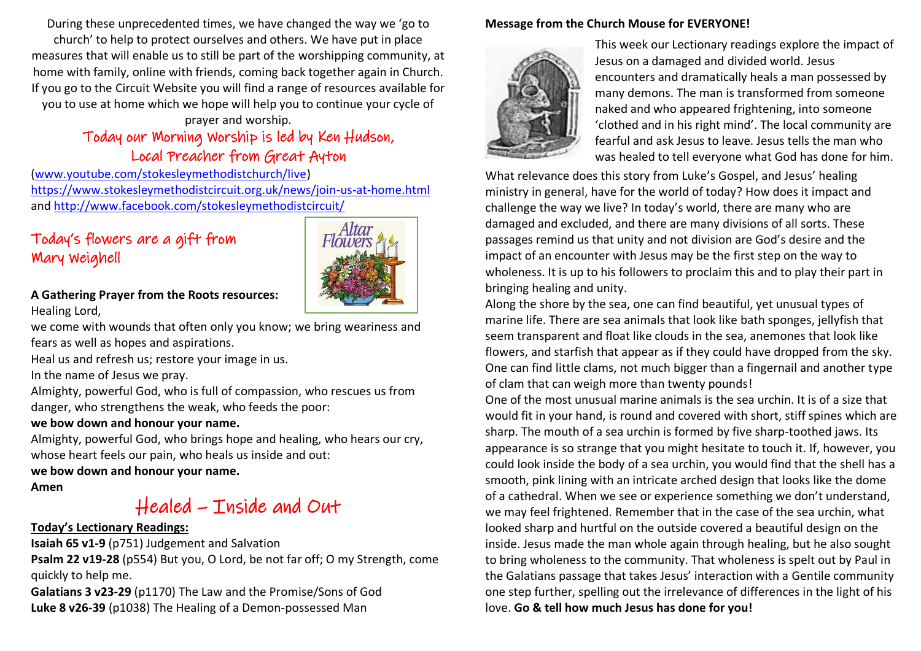During these unprecedented times, we have changed the way we 'go to church' to help to protect ourselves and others. We have put in place measures that will enable us to still be part of the worshipping community, at home with family, online with friends, coming back together again in Church. If you go to the Circuit Website you will find a range of resources available for you to use at home which we hope will help you to continue your cycle of prayer and worship.

## Today our Morning Worship is led by Ken Hudson, Local Preacher from Great Ayton

(www.youtube.com/stokesleymethodistchurch/live)
https://www.stokesleymethodistcircuit.org.uk/news/join-us-at-home.html
and http://www.facebook.com/stokesleymethodistcircuit/

## Today's flowers are a gift from Mary Weighell

**A Gathering Prayer from the Roots resources:**

Healing Lord,
we come with wounds that often only you know; we bring weariness and fears as well as hopes and aspirations.
Heal us and refresh us; restore your image in us.
In the name of Jesus we pray.

Almighty, powerful God, who is full of compassion, who rescues us from danger, who strengthens the weak, who feeds the poor:
**we bow down and honour your name.**

Almighty, powerful God, who brings hope and healing, who hears our cry, whose heart feels our pain, who heals us inside and out:
**we bow down and honour your name.**
**Amen**

# Healed – Inside and Out

**Today's Lectionary Readings:**

**Isaiah 65 v1-9** (p751) Judgement and Salvation
**Psalm 22 v19-28** (p554) But you, O Lord, be not far off; O my Strength, come quickly to help me.
**Galatians 3 v23-29** (p1170) The Law and the Promise/Sons of God
**Luke 8 v26-39** (p1038) The Healing of a Demon-possessed Man

**Message from the Church Mouse for EVERYONE!**

This week our Lectionary readings explore the impact of Jesus on a damaged and divided world. Jesus encounters and dramatically heals a man possessed by many demons. The man is transformed from someone naked and who appeared frightening, into someone 'clothed and in his right mind'. The local community are fearful and ask Jesus to leave. Jesus tells the man who was healed to tell everyone what God has done for him.

What relevance does this story from Luke's Gospel, and Jesus' healing ministry in general, have for the world of today? How does it impact and challenge the way we live? In today's world, there are many who are damaged and excluded, and there are many divisions of all sorts. These passages remind us that unity and not division are God's desire and the impact of an encounter with Jesus may be the first step on the way to wholeness. It is up to his followers to proclaim this and to play their part in bringing healing and unity.

Along the shore by the sea, one can find beautiful, yet unusual types of marine life. There are sea animals that look like bath sponges, jellyfish that seem transparent and float like clouds in the sea, anemones that look like flowers, and starfish that appear as if they could have dropped from the sky. One can find little clams, not much bigger than a fingernail and another type of clam that can weigh more than twenty pounds!

One of the most unusual marine animals is the sea urchin. It is of a size that would fit in your hand, is round and covered with short, stiff spines which are sharp. The mouth of a sea urchin is formed by five sharp-toothed jaws. Its appearance is so strange that you might hesitate to touch it. If, however, you could look inside the body of a sea urchin, you would find that the shell has a smooth, pink lining with an intricate arched design that looks like the dome of a cathedral. When we see or experience something we don't understand, we may feel frightened. Remember that in the case of the sea urchin, what looked sharp and hurtful on the outside covered a beautiful design on the inside. Jesus made the man whole again through healing, but he also sought to bring wholeness to the community. That wholeness is spelt out by Paul in the Galatians passage that takes Jesus' interaction with a Gentile community one step further, spelling out the irrelevance of differences in the light of his love. **Go & tell how much Jesus has done for you!**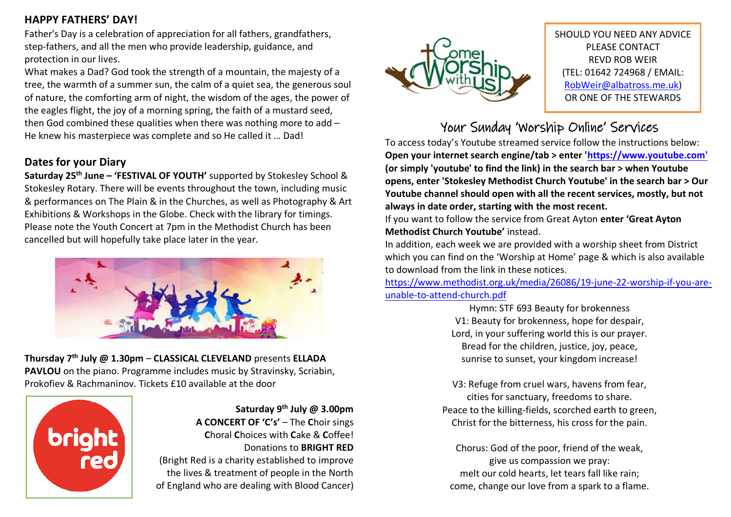## HAPPY FATHERS' DAY!

Father's Day is a celebration of appreciation for all fathers, grandfathers, step-fathers, and all the men who provide leadership, guidance, and protection in our lives.

What makes a Dad? God took the strength of a mountain, the majesty of a tree, the warmth of a summer sun, the calm of a quiet sea, the generous soul of nature, the comforting arm of night, the wisdom of the ages, the power of the eagles flight, the joy of a morning spring, the faith of a mustard seed, then God combined these qualities when there was nothing more to add – He knew his masterpiece was complete and so He called it … Dad!

## Dates for your Diary

**Saturday 25th June – 'FESTIVAL OF YOUTH'** supported by Stokesley School & Stokesley Rotary. There will be events throughout the town, including music & performances on The Plain & in the Churches, as well as Photography & Art Exhibitions & Workshops in the Globe. Check with the library for timings. Please note the Youth Concert at 7pm in the Methodist Church has been cancelled but will hopefully take place later in the year.

**Thursday 7th July @ 1.30pm** – **CLASSICAL CLEVELAND** presents **ELLADA PAVLOU** on the piano. Programme includes music by Stravinsky, Scriabin, Prokofiev & Rachmaninov. Tickets £10 available at the door

**Saturday 9th July @ 3.00pm**
**A CONCERT OF 'C's'** – The **C**hoir sings **C**horal **C**hoices with **C**ake & **C**offee!
Donations to **BRIGHT RED**
(Bright Red is a charity established to improve the lives & treatment of people in the North of England who are dealing with Blood Cancer)

SHOULD YOU NEED ANY ADVICE PLEASE CONTACT REVD ROB WEIR (TEL: 01642 724968 / EMAIL: RobWeir@albatross.me.uk) OR ONE OF THE STEWARDS

## Your Sunday 'Worship Online' Services

To access today's Youtube streamed service follow the instructions below: **Open your internet search engine/tab > enter 'https://www.youtube.com' (or simply 'youtube' to find the link) in the search bar > when Youtube opens, enter 'Stokesley Methodist Church Youtube' in the search bar > Our Youtube channel should open with all the recent services, mostly, but not always in date order, starting with the most recent.**

If you want to follow the service from Great Ayton **enter 'Great Ayton Methodist Church Youtube'** instead.

In addition, each week we are provided with a worship sheet from District which you can find on the 'Worship at Home' page & which is also available to download from the link in these notices.

https://www.methodist.org.uk/media/26086/19-june-22-worship-if-you-are-unable-to-attend-church.pdf

Hymn: STF 693 Beauty for brokenness

V1: Beauty for brokenness, hope for despair,
Lord, in your suffering world this is our prayer.
Bread for the children, justice, joy, peace,
sunrise to sunset, your kingdom increase!

V3: Refuge from cruel wars, havens from fear,
cities for sanctuary, freedoms to share.
Peace to the killing-fields, scorched earth to green,
Christ for the bitterness, his cross for the pain.

Chorus: God of the poor, friend of the weak,
give us compassion we pray:
melt our cold hearts, let tears fall like rain;
come, change our love from a spark to a flame.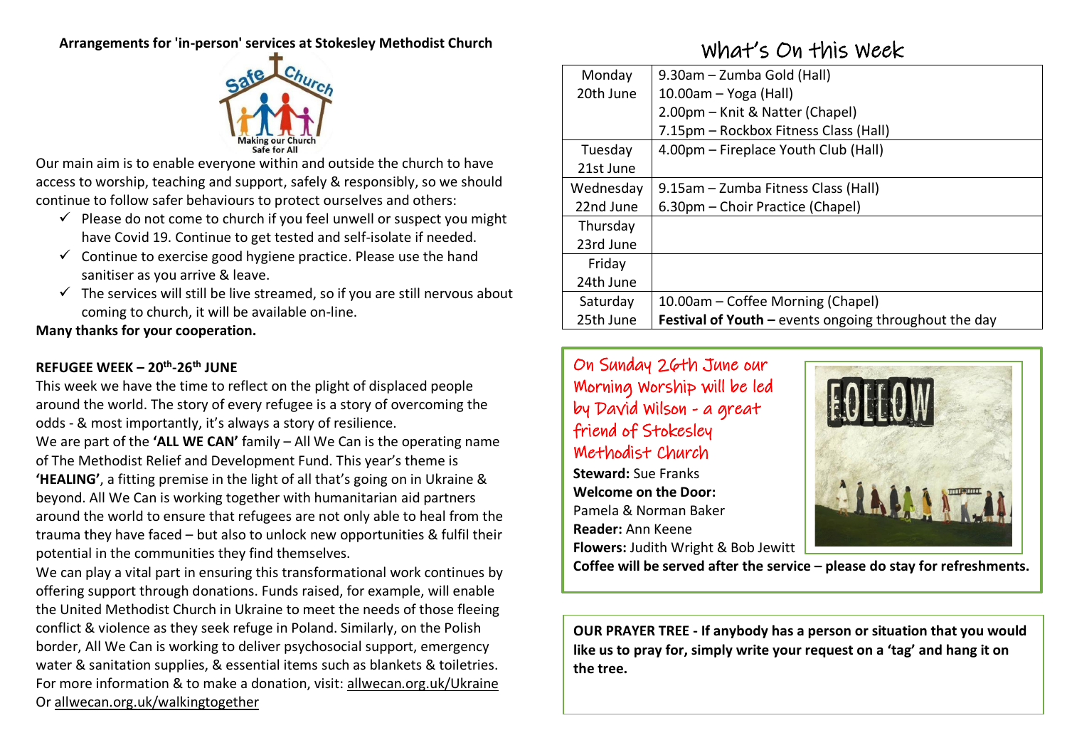**Arrangements for 'in-person' services at Stokesley Methodist Church**

Our main aim is to enable everyone within and outside the church to have access to worship, teaching and support, safely & responsibly, so we should continue to follow safer behaviours to protect ourselves and others:

- ✓ Please do not come to church if you feel unwell or suspect you might have Covid 19. Continue to get tested and self-isolate if needed.
- ✓ Continue to exercise good hygiene practice. Please use the hand sanitiser as you arrive & leave.
- ✓ The services will still be live streamed, so if you are still nervous about coming to church, it will be available on-line.

**Many thanks for your cooperation.**

**REFUGEE WEEK – 20th-26th JUNE**

This week we have the time to reflect on the plight of displaced people around the world. The story of every refugee is a story of overcoming the odds - & most importantly, it's always a story of resilience.

We are part of the **'ALL WE CAN'** family – All We Can is the operating name of The Methodist Relief and Development Fund. This year's theme is **'HEALING'**, a fitting premise in the light of all that's going on in Ukraine & beyond. All We Can is working together with humanitarian aid partners around the world to ensure that refugees are not only able to heal from the trauma they have faced – but also to unlock new opportunities & fulfil their potential in the communities they find themselves.

We can play a vital part in ensuring this transformational work continues by offering support through donations. Funds raised, for example, will enable the United Methodist Church in Ukraine to meet the needs of those fleeing conflict & violence as they seek refuge in Poland. Similarly, on the Polish border, All We Can is working to deliver psychosocial support, emergency water & sanitation supplies, & essential items such as blankets & toiletries. For more information & to make a donation, visit: allwecan.org.uk/Ukraine
Or allwecan.org.uk/walkingtogether

# What's On this Week

| | |
|---|---|
| Monday 20th June | 9.30am – Zumba Gold (Hall)<br>10.00am – Yoga (Hall)<br>2.00pm – Knit & Natter (Chapel)<br>7.15pm – Rockbox Fitness Class (Hall) |
| Tuesday 21st June | 4.00pm – Fireplace Youth Club (Hall) |
| Wednesday 22nd June | 9.15am – Zumba Fitness Class (Hall)<br>6.30pm – Choir Practice (Chapel) |
| Thursday 23rd June | |
| Friday 24th June | |
| Saturday 25th June | 10.00am – Coffee Morning (Chapel)<br>**Festival of Youth –** events ongoing throughout the day |

On Sunday 26th June our Morning Worship will be led by David Wilson - a great friend of Stokesley Methodist Church

**Steward:** Sue Franks
**Welcome on the Door:** Pamela & Norman Baker
**Reader:** Ann Keene
**Flowers:** Judith Wright & Bob Jewitt
**Coffee will be served after the service – please do stay for refreshments.**

**OUR PRAYER TREE - If anybody has a person or situation that you would like us to pray for, simply write your request on a 'tag' and hang it on the tree.**